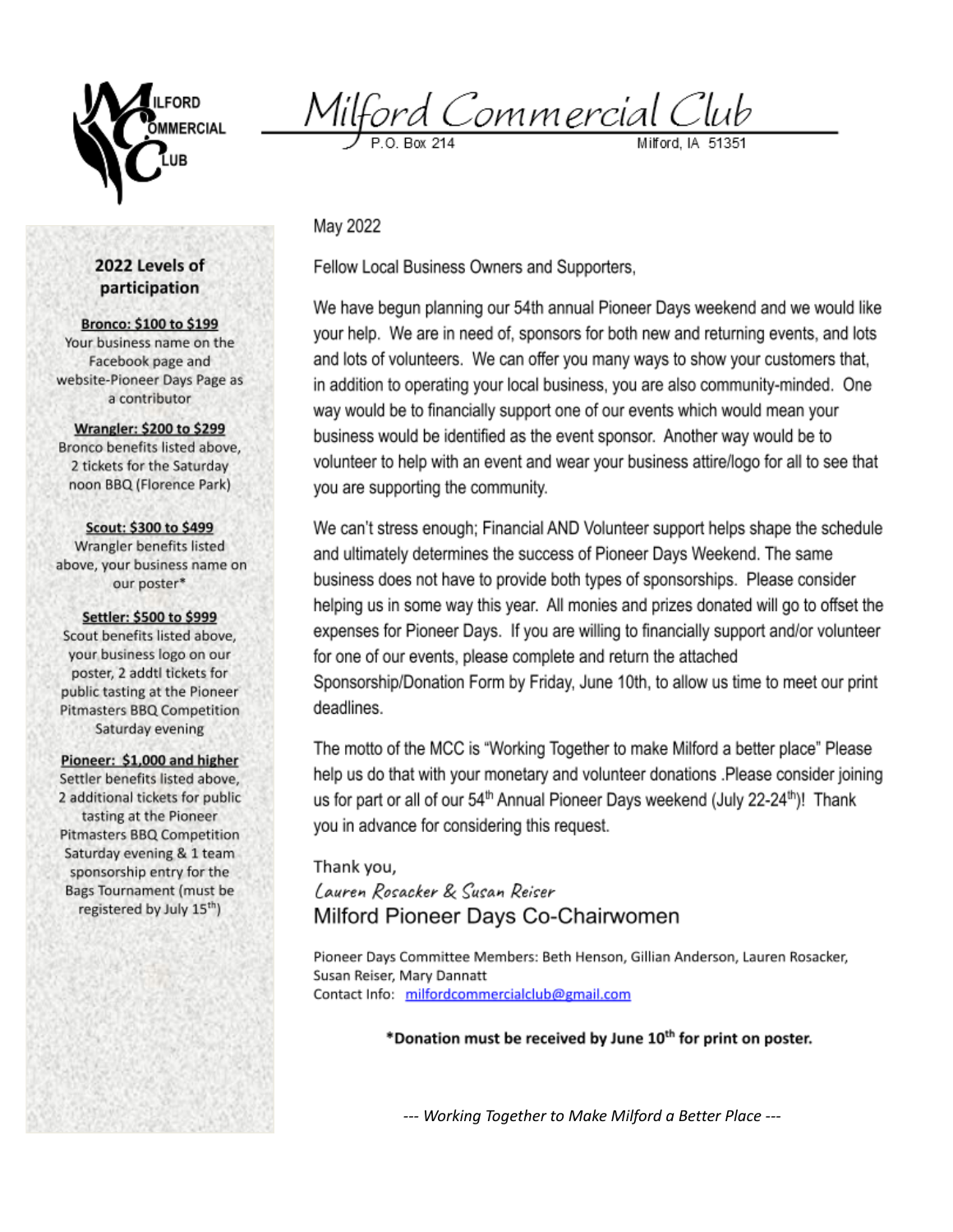# Milford Commercial Club

P.O. Box 214 Milford, IA 51351

May 2022

Fellow Local Business Owners and Supporters,

We have begun planning our 54th annual Pioneer Days weekend and we would like your help. We are in need of, sponsors for both new and returning events, and lots and lots of volunteers. We can offer you many ways to show your customers that, in addition to operating your local business, you are also community-minded. One way would be to financially support one of our events which would mean your business would be identified as the event sponsor. Another way would be to volunteer to help with an event and wear your business attire/logo for all to see that you are supporting the community.

We can't stress enough; Financial AND Volunteer support helps shape the schedule and ultimately determines the success of Pioneer Days Weekend. The same business does not have to provide both types of sponsorships. Please consider helping us in some way this year. All monies and prizes donated will go to offset the expenses for Pioneer Days. If you are willing to financially support and/or volunteer for one of our events, please complete and return the attached Sponsorship/Donation Form by Friday, June 10th, to allow us time to meet our print deadlines.

The motto of the MCC is "Working Together to make Milford a better place" Please help us do that with your monetary and volunteer donations .Please consider joining us for part or all of our 54th Annual Pioneer Days weekend (July 22-24th)! Thank you in advance for considering this request.

Thank you,

*Lauren Rosacker & Susan Reiser*

Milford Pioneer Days Co-Chairwomen

Pioneer Days Committee Members: Beth Henson, Gillian Anderson, Lauren Rosacker, Susan Reiser, Mary Dannatt

Contact Info: milfordcommercialclub@gmail.com

**\*Donation must be received by June 10th for print on poster.**

## 2022 Levels of participation

**Bronco: $100 to $199**
Your business name on the Facebook page and website-Pioneer Days Page as a contributor

**Wrangler: $200 to $299**
Bronco benefits listed above, 2 tickets for the Saturday noon BBQ (Florence Park)

**Scout: $300 to $499**
Wrangler benefits listed above, your business name on our poster*

**Settler: $500 to $999**
Scout benefits listed above, your business logo on our poster, 2 addtl tickets for public tasting at the Pioneer Pitmasters BBQ Competition Saturday evening

**Pioneer: $1,000 and higher**
Settler benefits listed above, 2 additional tickets for public tasting at the Pioneer Pitmasters BBQ Competition Saturday evening & 1 team sponsorship entry for the Bags Tournament (must be registered by July 15th)

*--- Working Together to Make Milford a Better Place ---*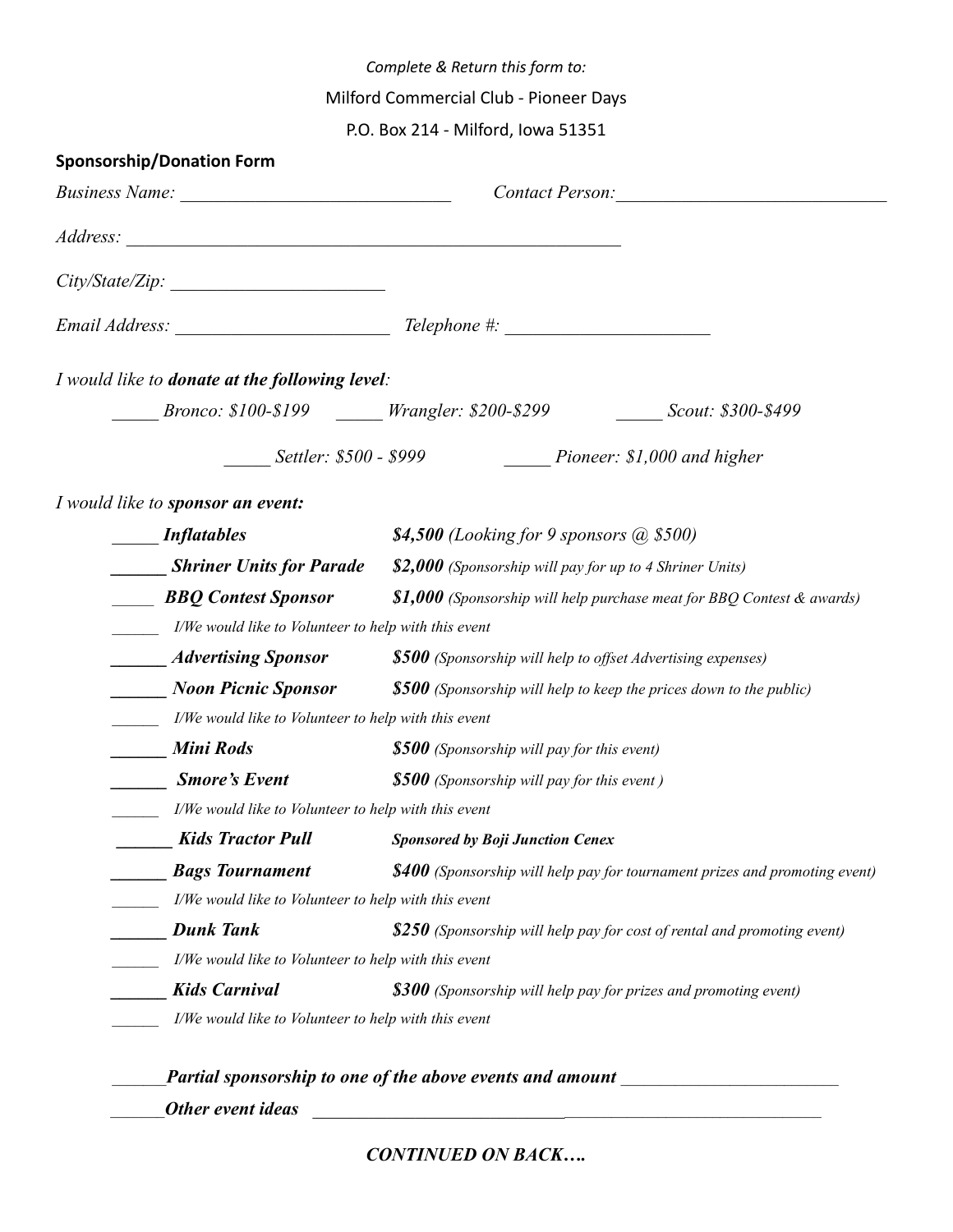*Complete & Return this form to:*

Milford Commercial Club - Pioneer Days

P.O. Box 214 - Milford, Iowa 51351

**Sponsorship/Donation Form**

*Business Name:* ____________________________ *Contact Person:*____________________________

*Address:* ____________________________________________________

*City/State/Zip:* ______________________

*Email Address:* ______________________ *Telephone #:* ______________________

*I would like to* ***donate at the following level****:*

_____ *Bronco: $100-$199* _____ *Wrangler: $200-$299* _____ *Scout: $300-$499*

_____ *Settler: $500 - $999* _____ *Pioneer: $1,000 and higher*

*I would like to* ***sponsor an event:***

_____ ***Inflatables*** ***$4,500*** *(Looking for 9 sponsors @ $500)*

______ ***Shriner Units for Parade*** ***$2,000*** *(Sponsorship will pay for up to 4 Shriner Units)*

_____ ***BBQ Contest Sponsor*** ***$1,000*** *(Sponsorship will help purchase meat for BBQ Contest & awards)*

______ *I/We would like to Volunteer to help with this event*

______ ***Advertising Sponsor*** ***$500*** *(Sponsorship will help to offset Advertising expenses)*

______ ***Noon Picnic Sponsor*** ***$500*** *(Sponsorship will help to keep the prices down to the public)*

______ *I/We would like to Volunteer to help with this event*

______ ***Mini Rods*** ***$500*** *(Sponsorship will pay for this event)*

______ ***Smore's Event*** ***$500*** *(Sponsorship will pay for this event )*

______ *I/We would like to Volunteer to help with this event*

______ ***Kids Tractor Pull*** ***Sponsored by Boji Junction Cenex***

______ ***Bags Tournament*** ***$400*** *(Sponsorship will help pay for tournament prizes and promoting event)*

______ *I/We would like to Volunteer to help with this event*

______ ***Dunk Tank*** ***$250*** *(Sponsorship will help pay for cost of rental and promoting event)*

______ *I/We would like to Volunteer to help with this event*

______ ***Kids Carnival*** ***$300*** *(Sponsorship will help pay for prizes and promoting event)*

______ *I/We would like to Volunteer to help with this event*

______***Partial sponsorship to one of the above events and amount*** ________________________

______***Other event ideas*** ____________________________________________________________

***CONTINUED ON BACK….***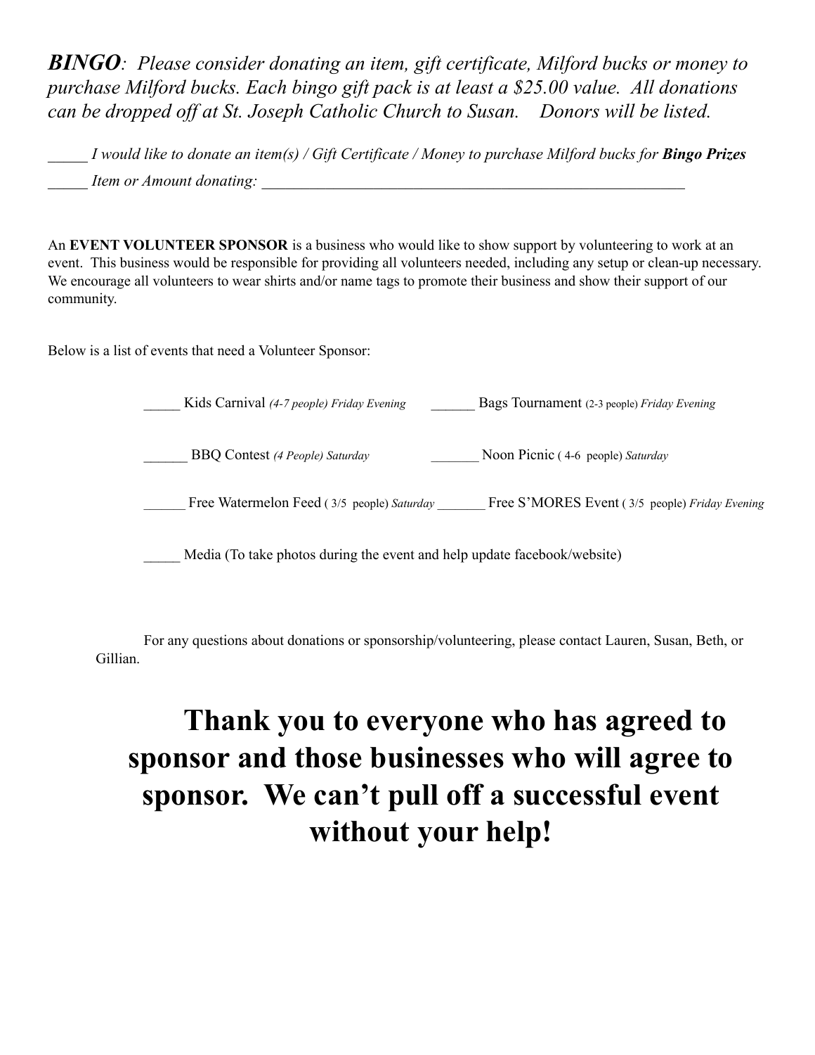***BINGO**: Please consider donating an item, gift certificate, Milford bucks or money to purchase Milford bucks. Each bingo gift pack is at least a $25.00 value. All donations can be dropped off at St. Joseph Catholic Church to Susan. Donors will be listed.*

_____ *I would like to donate an item(s) / Gift Certificate / Money to purchase Milford bucks for **Bingo Prizes***

_____ *Item or Amount donating:* ___________________________________________________________

An **EVENT VOLUNTEER SPONSOR** is a business who would like to show support by volunteering to work at an event. This business would be responsible for providing all volunteers needed, including any setup or clean-up necessary. We encourage all volunteers to wear shirts and/or name tags to promote their business and show their support of our community.

Below is a list of events that need a Volunteer Sponsor:

_____ Kids Carnival *(4-7 people) Friday Evening*

______ Bags Tournament (2-3 people) *Friday Evening*

______ BBQ Contest *(4 People) Saturday*

_______ Noon Picnic ( 4-6 people) *Saturday*

______ Free Watermelon Feed ( 3/5 people) *Saturday*

_______ Free S'MORES Event ( 3/5 people) *Friday Evening*

_____ Media (To take photos during the event and help update facebook/website)

For any questions about donations or sponsorship/volunteering, please contact Lauren, Susan, Beth, or Gillian.

# Thank you to everyone who has agreed to sponsor and those businesses who will agree to sponsor. We can't pull off a successful event without your help!